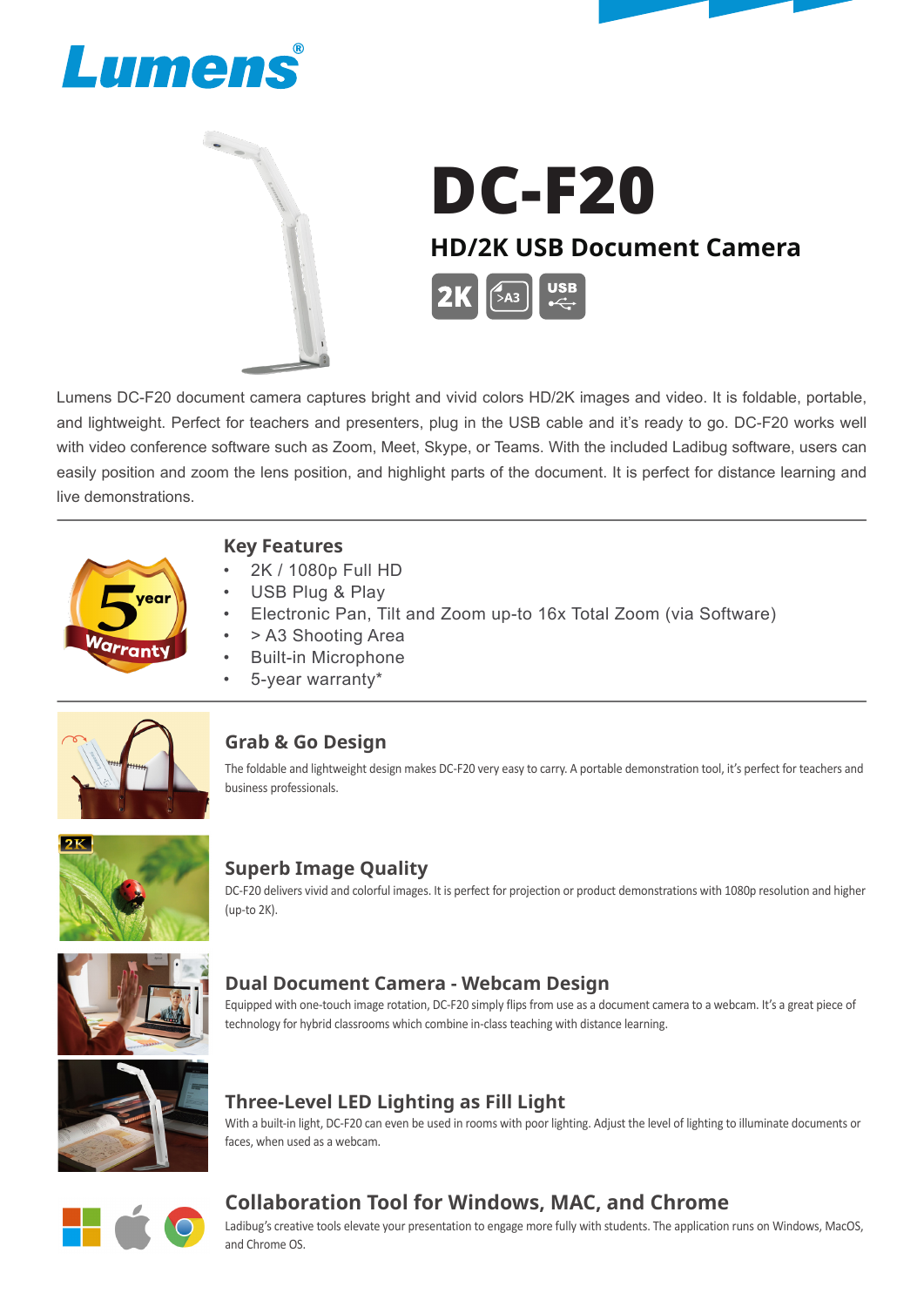# Lumens®

# DC-F20

## HD/2K USB Document Camera

2K | >A3 | USB

Lumens DC-F20 document camera captures bright and vivid colors HD/2K images and video. It is foldable, portable, and lightweight. Perfect for teachers and presenters, plug in the USB cable and it's ready to go. DC-F20 works well with video conference software such as Zoom, Meet, Skype, or Teams. With the included Ladibug software, users can easily position and zoom the lens position, and highlight parts of the document. It is perfect for distance learning and live demonstrations.

5 year Warranty

### Key Features

- 2K / 1080p Full HD
- USB Plug & Play
- Electronic Pan, Tilt and Zoom up-to 16x Total Zoom (via Software)
- > A3 Shooting Area
- Built-in Microphone
- 5-year warranty*

### Grab & Go Design

The foldable and lightweight design makes DC-F20 very easy to carry. A portable demonstration tool, it's perfect for teachers and business professionals.

### Superb Image Quality

DC-F20 delivers vivid and colorful images. It is perfect for projection or product demonstrations with 1080p resolution and higher (up-to 2K).

### Dual Document Camera - Webcam Design

Equipped with one-touch image rotation, DC-F20 simply flips from use as a document camera to a webcam. It's a great piece of technology for hybrid classrooms which combine in-class teaching with distance learning.

### Three-Level LED Lighting as Fill Light

With a built-in light, DC-F20 can even be used in rooms with poor lighting. Adjust the level of lighting to illuminate documents or faces, when used as a webcam.

### Collaboration Tool for Windows, MAC, and Chrome

Ladibug's creative tools elevate your presentation to engage more fully with students. The application runs on Windows, MacOS, and Chrome OS.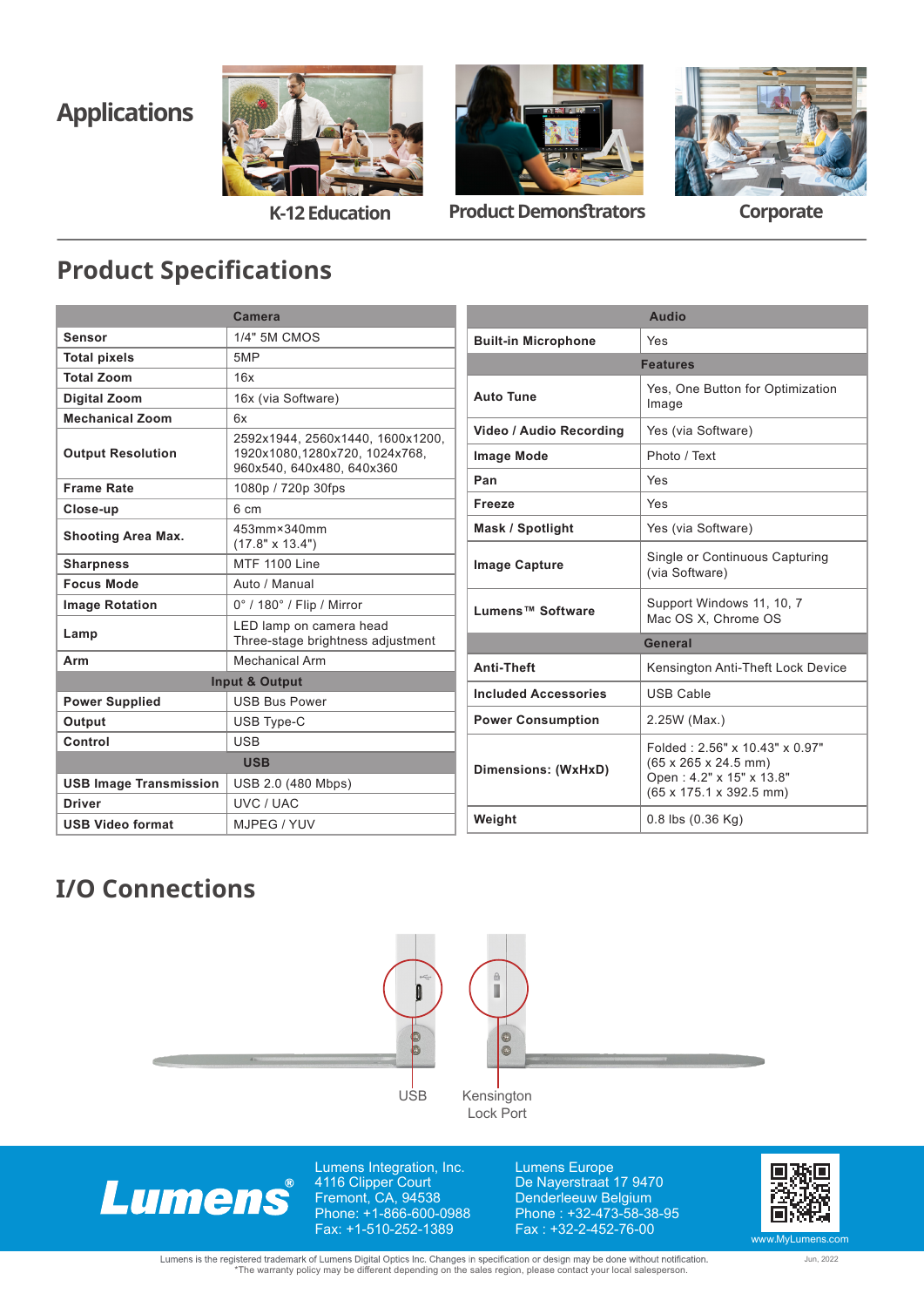## Applications

K-12 Education

Product Demonstrators

Corporate

## Product Specifications

| Camera | |
|---|---|
| **Sensor** | 1/4" 5M CMOS |
| **Total pixels** | 5MP |
| **Total Zoom** | 16x |
| **Digital Zoom** | 16x (via Software) |
| **Mechanical Zoom** | 6x |
| **Output Resolution** | 2592x1944, 2560x1440, 1600x1200, 1920x1080,1280x720, 1024x768, 960x540, 640x480, 640x360 |
| **Frame Rate** | 1080p / 720p 30fps |
| **Close-up** | 6 cm |
| **Shooting Area Max.** | 453mm×340mm (17.8" x 13.4") |
| **Sharpness** | MTF 1100 Line |
| **Focus Mode** | Auto / Manual |
| **Image Rotation** | 0° / 180° / Flip / Mirror |
| **Lamp** | LED lamp on camera head Three-stage brightness adjustment |
| **Arm** | Mechanical Arm |
| **Input & Output** | |
| **Power Supplied** | USB Bus Power |
| **Output** | USB Type-C |
| **Control** | USB |
| **USB** | |
| **USB Image Transmission** | USB 2.0 (480 Mbps) |
| **Driver** | UVC / UAC |
| **USB Video format** | MJPEG / YUV |

| Audio | |
|---|---|
| **Built-in Microphone** | Yes |
| **Features** | |
| **Auto Tune** | Yes, One Button for Optimization Image |
| **Video / Audio Recording** | Yes (via Software) |
| **Image Mode** | Photo / Text |
| **Pan** | Yes |
| **Freeze** | Yes |
| **Mask / Spotlight** | Yes (via Software) |
| **Image Capture** | Single or Continuous Capturing (via Software) |
| **Lumens™ Software** | Support Windows 11, 10, 7 Mac OS X, Chrome OS |
| **General** | |
| **Anti-Theft** | Kensington Anti-Theft Lock Device |
| **Included Accessories** | USB Cable |
| **Power Consumption** | 2.25W (Max.) |
| **Dimensions: (WxHxD)** | Folded : 2.56" x 10.43" x 0.97" (65 x 265 x 24.5 mm) Open : 4.2" x 15" x 13.8" (65 x 175.1 x 392.5 mm) |
| **Weight** | 0.8 lbs (0.36 Kg) |

## I/O Connections

USB

Kensington Lock Port

**Lumens®**

Lumens Integration, Inc.
4116 Clipper Court
Fremont, CA, 94538
Phone: +1-866-600-0988
Fax: +1-510-252-1389

Lumens Europe
De Nayerstraat 17 9470
Denderleeuw Belgium
Phone : +32-473-58-38-95
Fax : +32-2-452-76-00

www.MyLumens.com

Lumens is the registered trademark of Lumens Digital Optics Inc. Changes in specification or design may be done without notification.
*The warranty policy may be different depending on the sales region, please contact your local salesperson.

Jun, 2022